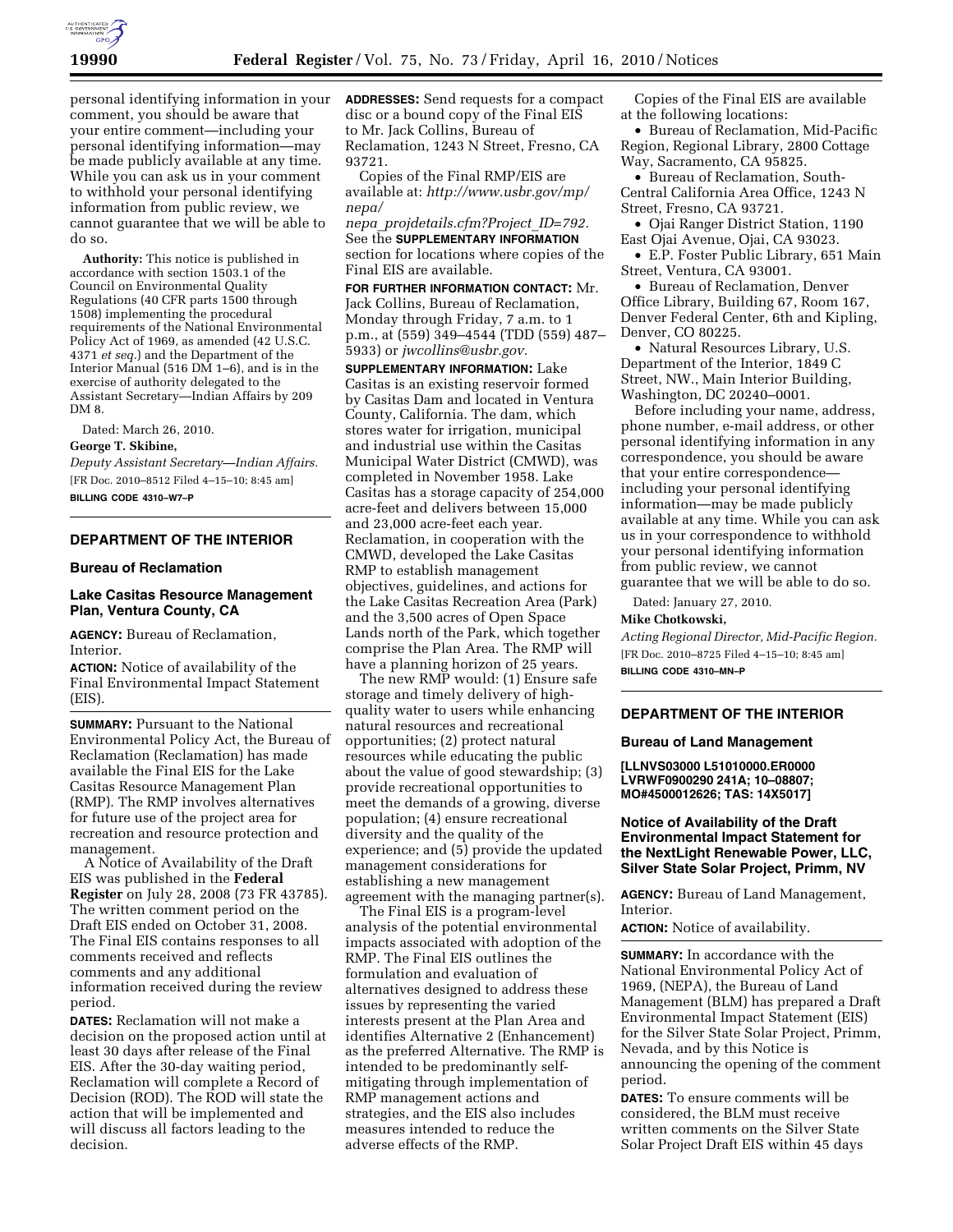personal identifying information in your comment, you should be aware that your entire comment—including your personal identifying information—may be made publicly available at any time. While you can ask us in your comment to withhold your personal identifying information from public review, we cannot guarantee that we will be able to do so.

**Authority:** This notice is published in accordance with section 1503.1 of the Council on Environmental Quality Regulations (40 CFR parts 1500 through 1508) implementing the procedural requirements of the National Environmental Policy Act of 1969, as amended (42 U.S.C. 4371 *et seq.*) and the Department of the Interior Manual (516 DM 1–6), and is in the exercise of authority delegated to the Assistant Secretary—Indian Affairs by 209 DM 8.

Dated: March 26, 2010.

**George T. Skibine,**

*Deputy Assistant Secretary—Indian Affairs.*

[FR Doc. 2010–8512 Filed 4–15–10; 8:45 am]

**BILLING CODE 4310–W7–P**

---

## DEPARTMENT OF THE INTERIOR

### Bureau of Reclamation

### Lake Casitas Resource Management Plan, Ventura County, CA

**AGENCY:** Bureau of Reclamation, Interior.

**ACTION:** Notice of availability of the Final Environmental Impact Statement (EIS).

**SUMMARY:** Pursuant to the National Environmental Policy Act, the Bureau of Reclamation (Reclamation) has made available the Final EIS for the Lake Casitas Resource Management Plan (RMP). The RMP involves alternatives for future use of the project area for recreation and resource protection and management.

A Notice of Availability of the Draft EIS was published in the **Federal Register** on July 28, 2008 (73 FR 43785). The written comment period on the Draft EIS ended on October 31, 2008. The Final EIS contains responses to all comments received and reflects comments and any additional information received during the review period.

**DATES:** Reclamation will not make a decision on the proposed action until at least 30 days after release of the Final EIS. After the 30-day waiting period, Reclamation will complete a Record of Decision (ROD). The ROD will state the action that will be implemented and will discuss all factors leading to the decision.

**ADDRESSES:** Send requests for a compact disc or a bound copy of the Final EIS to Mr. Jack Collins, Bureau of Reclamation, 1243 N Street, Fresno, CA 93721.

Copies of the Final RMP/EIS are available at: *http://www.usbr.gov/mp/nepa/nepa_projdetails.cfm?Project_ID=792.* See the **SUPPLEMENTARY INFORMATION** section for locations where copies of the Final EIS are available.

**FOR FURTHER INFORMATION CONTACT:** Mr. Jack Collins, Bureau of Reclamation, Monday through Friday, 7 a.m. to 1 p.m., at (559) 349–4544 (TDD (559) 487–5933) or *jwcollins@usbr.gov.*

**SUPPLEMENTARY INFORMATION:** Lake Casitas is an existing reservoir formed by Casitas Dam and located in Ventura County, California. The dam, which stores water for irrigation, municipal and industrial use within the Casitas Municipal Water District (CMWD), was completed in November 1958. Lake Casitas has a storage capacity of 254,000 acre-feet and delivers between 15,000 and 23,000 acre-feet each year. Reclamation, in cooperation with the CMWD, developed the Lake Casitas RMP to establish management objectives, guidelines, and actions for the Lake Casitas Recreation Area (Park) and the 3,500 acres of Open Space Lands north of the Park, which together comprise the Plan Area. The RMP will have a planning horizon of 25 years.

The new RMP would: (1) Ensure safe storage and timely delivery of high-quality water to users while enhancing natural resources and recreational opportunities; (2) protect natural resources while educating the public about the value of good stewardship; (3) provide recreational opportunities to meet the demands of a growing, diverse population; (4) ensure recreational diversity and the quality of the experience; and (5) provide the updated management considerations for establishing a new management agreement with the managing partner(s).

The Final EIS is a program-level analysis of the potential environmental impacts associated with adoption of the RMP. The Final EIS outlines the formulation and evaluation of alternatives designed to address these issues by representing the varied interests present at the Plan Area and identifies Alternative 2 (Enhancement) as the preferred Alternative. The RMP is intended to be predominantly self-mitigating through implementation of RMP management actions and strategies, and the EIS also includes measures intended to reduce the adverse effects of the RMP.

Copies of the Final EIS are available at the following locations:

- Bureau of Reclamation, Mid-Pacific Region, Regional Library, 2800 Cottage Way, Sacramento, CA 95825.
- Bureau of Reclamation, South-Central California Area Office, 1243 N Street, Fresno, CA 93721.
- Ojai Ranger District Station, 1190 East Ojai Avenue, Ojai, CA 93023.
- E.P. Foster Public Library, 651 Main Street, Ventura, CA 93001.
- Bureau of Reclamation, Denver Office Library, Building 67, Room 167, Denver Federal Center, 6th and Kipling, Denver, CO 80225.
- Natural Resources Library, U.S. Department of the Interior, 1849 C Street, NW., Main Interior Building, Washington, DC 20240–0001.

Before including your name, address, phone number, e-mail address, or other personal identifying information in any correspondence, you should be aware that your entire correspondence—including your personal identifying information—may be made publicly available at any time. While you can ask us in your correspondence to withhold your personal identifying information from public review, we cannot guarantee that we will be able to do so.

Dated: January 27, 2010.

**Mike Chotkowski,**

*Acting Regional Director, Mid-Pacific Region.*

[FR Doc. 2010–8725 Filed 4–15–10; 8:45 am]

**BILLING CODE 4310–MN–P**

---

## DEPARTMENT OF THE INTERIOR

### Bureau of Land Management

**[LLNVS03000 L51010000.ER0000 LVRWF0900290 241A; 10–08807; MO#4500012626; TAS: 14X5017]**

### Notice of Availability of the Draft Environmental Impact Statement for the NextLight Renewable Power, LLC, Silver State Solar Project, Primm, NV

**AGENCY:** Bureau of Land Management, Interior.

**ACTION:** Notice of availability.

**SUMMARY:** In accordance with the National Environmental Policy Act of 1969, (NEPA), the Bureau of Land Management (BLM) has prepared a Draft Environmental Impact Statement (EIS) for the Silver State Solar Project, Primm, Nevada, and by this Notice is announcing the opening of the comment period.

**DATES:** To ensure comments will be considered, the BLM must receive written comments on the Silver State Solar Project Draft EIS within 45 days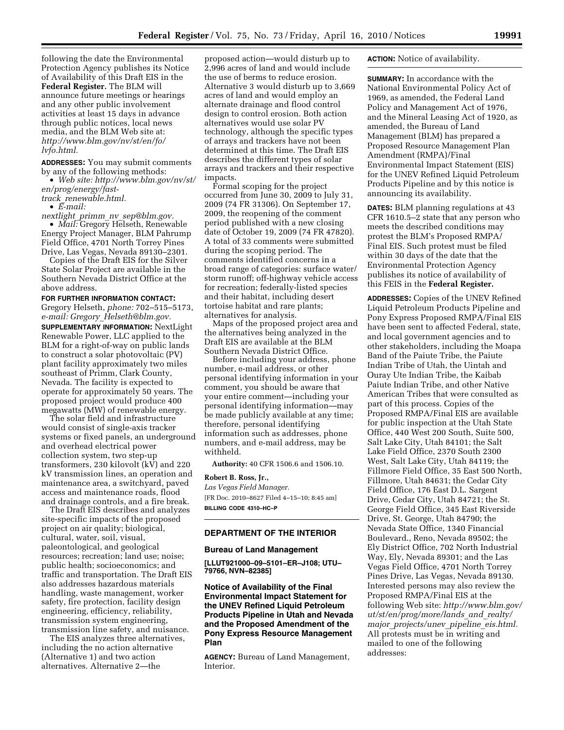following the date the Environmental Protection Agency publishes its Notice of Availability of this Draft EIS in the **Federal Register.** The BLM will announce future meetings or hearings and any other public involvement activities at least 15 days in advance through public notices, local news media, and the BLM Web site at: *http://www.blm.gov/nv/st/en/fo/lvfo.html.*

**ADDRESSES:** You may submit comments by any of the following methods:

- *Web site: http://www.blm.gov/nv/st/en/prog/energy/fast-track_renewable.html.*
- *E-mail: nextlight_primm_nv_sep@blm.gov.*
- *Mail:* Gregory Helseth, Renewable Energy Project Manager, BLM Pahrump Field Office, 4701 North Torrey Pines Drive, Las Vegas, Nevada 89130–2301.

Copies of the Draft EIS for the Silver State Solar Project are available in the Southern Nevada District Office at the above address.

**FOR FURTHER INFORMATION CONTACT:** Gregory Helseth, *phone:* 702–515–5173, *e-mail: Gregory_Helseth@blm.gov.*

**SUPPLEMENTARY INFORMATION:** NextLight Renewable Power, LLC applied to the BLM for a right-of-way on public lands to construct a solar photovoltaic (PV) plant facility approximately two miles southeast of Primm, Clark County, Nevada. The facility is expected to operate for approximately 50 years. The proposed project would produce 400 megawatts (MW) of renewable energy.

The solar field and infrastructure would consist of single-axis tracker systems or fixed panels, an underground and overhead electrical power collection system, two step-up transformers, 230 kilovolt (kV) and 220 kV transmission lines, an operation and maintenance area, a switchyard, paved access and maintenance roads, flood and drainage controls, and a fire break.

The Draft EIS describes and analyzes site-specific impacts of the proposed project on air quality; biological, cultural, water, soil, visual, paleontological, and geological resources; recreation; land use; noise; public health; socioeconomics; and traffic and transportation. The Draft EIS also addresses hazardous materials handling, waste management, worker safety, fire protection, facility design engineering, efficiency, reliability, transmission system engineering, transmission line safety, and nuisance.

The EIS analyzes three alternatives, including the no action alternative (Alternative 1) and two action alternatives. Alternative 2—the proposed action—would disturb up to 2,996 acres of land and would include the use of berms to reduce erosion. Alternative 3 would disturb up to 3,669 acres of land and would employ an alternate drainage and flood control design to control erosion. Both action alternatives would use solar PV technology, although the specific types of arrays and trackers have not been determined at this time. The Draft EIS describes the different types of solar arrays and trackers and their respective impacts.

Formal scoping for the project occurred from June 30, 2009 to July 31, 2009 (74 FR 31306). On September 17, 2009, the reopening of the comment period published with a new closing date of October 19, 2009 (74 FR 47820). A total of 33 comments were submitted during the scoping period. The comments identified concerns in a broad range of categories: surface water/storm runoff; off-highway vehicle access for recreation; federally-listed species and their habitat, including desert tortoise habitat and rare plants; alternatives for analysis.

Maps of the proposed project area and the alternatives being analyzed in the Draft EIS are available at the BLM Southern Nevada District Office.

Before including your address, phone number, e-mail address, or other personal identifying information in your comment, you should be aware that your entire comment—including your personal identifying information—may be made publicly available at any time; therefore, personal identifying information such as addresses, phone numbers, and e-mail address, may be withheld.

**Authority:** 40 CFR 1506.6 and 1506.10.

**Robert B. Ross, Jr.,**
*Las Vegas Field Manager.*
[FR Doc. 2010–8627 Filed 4–15–10; 8:45 am]
**BILLING CODE 4310–HC–P**

## DEPARTMENT OF THE INTERIOR

### Bureau of Land Management

**[LLUT921000–09–5101–ER–J108; UTU–79766, NVN–82385]**

### Notice of Availability of the Final Environmental Impact Statement for the UNEV Refined Liquid Petroleum Products Pipeline in Utah and Nevada and the Proposed Amendment of the Pony Express Resource Management Plan

**AGENCY:** Bureau of Land Management, Interior.

**ACTION:** Notice of availability.

**SUMMARY:** In accordance with the National Environmental Policy Act of 1969, as amended, the Federal Land Policy and Management Act of 1976, and the Mineral Leasing Act of 1920, as amended, the Bureau of Land Management (BLM) has prepared a Proposed Resource Management Plan Amendment (RMPA)/Final Environmental Impact Statement (EIS) for the UNEV Refined Liquid Petroleum Products Pipeline and by this notice is announcing its availability.

**DATES:** BLM planning regulations at 43 CFR 1610.5–2 state that any person who meets the described conditions may protest the BLM's Proposed RMPA/Final EIS. Such protest must be filed within 30 days of the date that the Environmental Protection Agency publishes its notice of availability of this FEIS in the **Federal Register.**

**ADDRESSES:** Copies of the UNEV Refined Liquid Petroleum Products Pipeline and Pony Express Proposed RMPA/Final EIS have been sent to affected Federal, state, and local government agencies and to other stakeholders, including the Moapa Band of the Paiute Tribe, the Paiute Indian Tribe of Utah, the Uintah and Ouray Ute Indian Tribe, the Kaibab Paiute Indian Tribe, and other Native American Tribes that were consulted as part of this process. Copies of the Proposed RMPA/Final EIS are available for public inspection at the Utah State Office, 440 West 200 South, Suite 500, Salt Lake City, Utah 84101; the Salt Lake Field Office, 2370 South 2300 West, Salt Lake City, Utah 84119; the Fillmore Field Office, 35 East 500 North, Fillmore, Utah 84631; the Cedar City Field Office, 176 East D.L. Sargent Drive, Cedar City, Utah 84721; the St. George Field Office, 345 East Riverside Drive, St. George, Utah 84790; the Nevada State Office, 1340 Financial Boulevard., Reno, Nevada 89502; the Ely District Office, 702 North Industrial Way, Ely, Nevada 89301; and the Las Vegas Field Office, 4701 North Torrey Pines Drive, Las Vegas, Nevada 89130. Interested persons may also review the Proposed RMPA/Final EIS at the following Web site: *http://www.blm.gov/ut/st/en/prog/more/lands_and_realty/major_projects/unev_pipeline_eis.html.* All protests must be in writing and mailed to one of the following addresses: